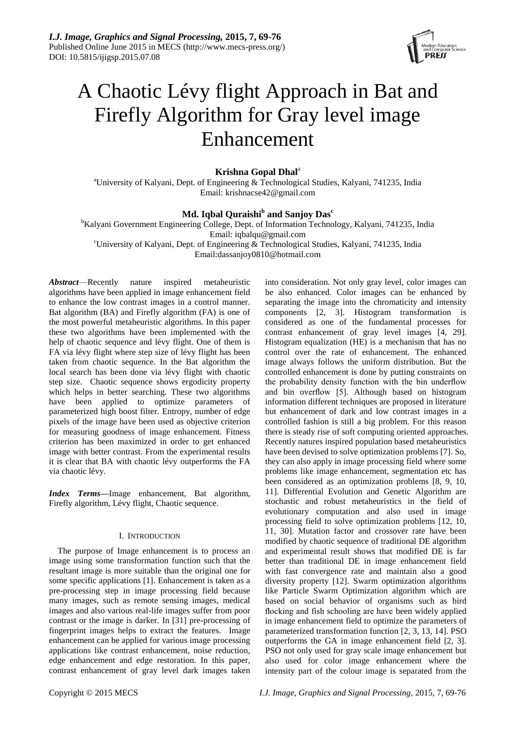*I.J. Image, Graphics and Signal Processing*, **2015, 7, 69-76**
Published Online June 2015 in MECS (http://www.mecs-press.org/)
DOI: 10.5815/ijigsp.2015.07.08

# A Chaotic Lévy flight Approach in Bat and Firefly Algorithm for Gray level image Enhancement

**Krishna Gopal Dhal**[a]

[a]University of Kalyani, Dept. of Engineering & Technological Studies, Kalyani, 741235, India
Email: krishnacse42@gmail.com

**Md. Iqbal Quraishi**[b] **and Sanjoy Das**[c]

[b]Kalyani Government Engineering College, Dept. of Information Technology, Kalyani, 741235, India
Email: iqbalqu@gmail.com
[c]University of Kalyani, Dept. of Engineering & Technological Studies, Kalyani, 741235, India
Email:dassanjoy0810@hotmail.com

***Abstract*****—**Recently nature inspired metaheuristic algorithms have been applied in image enhancement field to enhance the low contrast images in a control manner. Bat algorithm (BA) and Firefly algorithm (FA) is one of the most powerful metaheuristic algorithms. In this paper these two algorithms have been implemented with the help of chaotic sequence and lévy flight. One of them is FA via lévy flight where step size of lévy flight has been taken from chaotic sequence. In the Bat algorithm the local search has been done via lévy flight with chaotic step size. Chaotic sequence shows ergodicity property which helps in better searching. These two algorithms have been applied to optimize parameters of parameterized high boost filter. Entropy, number of edge pixels of the image have been used as objective criterion for measuring goodness of image enhancement. Fitness criterion has been maximized in order to get enhanced image with better contrast. From the experimental results it is clear that BA with chaotic lévy outperforms the FA via chaotic lévy.

***Index Terms*****—**Image enhancement, Bat algorithm, Firefly algorithm, Lévy flight, Chaotic sequence.

## I. Introduction

The purpose of Image enhancement is to process an image using some transformation function such that the resultant image is more suitable than the original one for some specific applications [1]. Enhancement is taken as a pre-processing step in image processing field because many images, such as remote sensing images, medical images and also various real-life images suffer from poor contrast or the image is darker. In [31] pre-processing of fingerprint images helps to extract the features. Image enhancement can be applied for various image processing applications like contrast enhancement, noise reduction, edge enhancement and edge restoration. In this paper, contrast enhancement of gray level dark images taken into consideration. Not only gray level, color images can be also enhanced. Color images can be enhanced by separating the image into the chromaticity and intensity components [2, 3]. Histogram transformation is considered as one of the fundamental processes for contrast enhancement of gray level images [4, 29]. Histogram equalization (HE) is a mechanism that has no control over the rate of enhancement. The enhanced image always follows the uniform distribution. But the controlled enhancement is done by putting constraints on the probability density function with the bin underflow and bin overflow [5]. Although based on histogram information different techniques are proposed in literature but enhancement of dark and low contrast images in a controlled fashion is still a big problem. For this reason there is steady rise of soft computing oriented approaches. Recently natures inspired population based metaheuristics have been devised to solve optimization problems [7]. So, they can also apply in image processing field where some problems like image enhancement, segmentation etc has been considered as an optimization problems [8, 9, 10, 11]. Differential Evolution and Genetic Algorithm are stochastic and robust metaheuristics in the field of evolutionary computation and also used in image processing field to solve optimization problems [12, 10, 11, 30]. Mutation factor and crossover rate have been modified by chaotic sequence of traditional DE algorithm and experimental result shows that modified DE is far better than traditional DE in image enhancement field with fast convergence rate and maintain also a good diversity property [12]. Swarm optimization algorithms like Particle Swarm Optimization algorithm which are based on social behavior of organisms such as bird flocking and fish schooling are have been widely applied in image enhancement field to optimize the parameters of parameterized transformation function [2, 3, 13, 14]. PSO outperforms the GA in image enhancement field [2, 3]. PSO not only used for gray scale image enhancement but also used for color image enhancement where the intensity part of the colour image is separated from the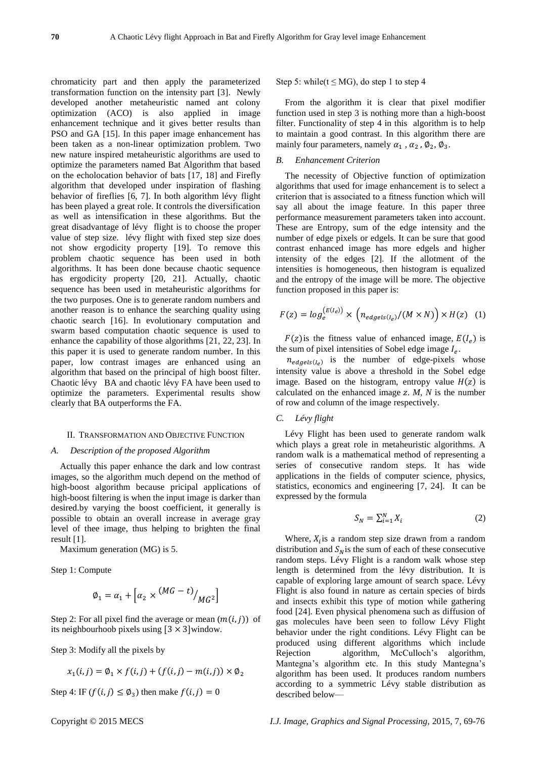chromaticity part and then apply the parameterized transformation function on the intensity part [3]. Newly developed another metaheuristic named ant colony optimization (ACO) is also applied in image enhancement technique and it gives better results than PSO and GA [15]. In this paper image enhancement has been taken as a non-linear optimization problem. Two new nature inspired metaheuristic algorithms are used to optimize the parameters named Bat Algorithm that based on the echolocation behavior of bats [17, 18] and Firefly algorithm that developed under inspiration of flashing behavior of fireflies [6, 7]. In both algorithm lévy flight has been played a great role. It controls the diversification as well as intensification in these algorithms. But the great disadvantage of lévy flight is to choose the proper value of step size. lévy flight with fixed step size does not show ergodicity property [19]. To remove this problem chaotic sequence has been used in both algorithms. It has been done because chaotic sequence has ergodicity property [20, 21]. Actually, chaotic sequence has been used in metaheuristic algorithms for the two purposes. One is to generate random numbers and another reason is to enhance the searching quality using chaotic search [16]. In evolutionary computation and swarm based computation chaotic sequence is used to enhance the capability of those algorithms [21, 22, 23]. In this paper it is used to generate random number. In this paper, low contrast images are enhanced using an algorithm that based on the principal of high boost filter. Chaotic lévy BA and chaotic lévy FA have been used to optimize the parameters. Experimental results show clearly that BA outperforms the FA.

## II. Transformation and Objective Function

### A. Description of the proposed Algorithm

Actually this paper enhance the dark and low contrast images, so the algorithm much depend on the method of high-boost algorithm because pricipal applications of high-boost filtering is when the input image is darker than desired.by varying the boost coefficient, it generally is possible to obtain an overall increase in average gray level of thee image, thus helping to brighten the final result [1].

Maximum generation (MG) is 5.

Step 1: Compute

$$\emptyset_1 = \alpha_1 + \left[\alpha_2 \times {(MG - t)}/{MG^2}\right]$$

Step 2: For all pixel find the average or mean $(m(i,j))$ of its neighbourhoob pixels using $[3 \times 3]$window.

Step 3: Modify all the pixels by

$$x_1(i,j) = \emptyset_1 \times f(i,j) + (f(i,j) - m(i,j)) \times \emptyset_2$$

Step 4: IF $(f(i,j) \leq \emptyset_3)$ then make $f(i,j) = 0$

Step 5: while($t \leq MG$), do step 1 to step 4

From the algorithm it is clear that pixel modifier function used in step 3 is nothing more than a high-boost filter. Functionality of step 4 in this algorithm is to help to maintain a good contrast. In this algorithm there are mainly four parameters, namely $\alpha_1$ , $\alpha_2$ , $\emptyset_2$, $\emptyset_3$.

### B. Enhancement Criterion

The necessity of Objective function of optimization algorithms that used for image enhancement is to select a criterion that is associated to a fitness function which will say all about the image feature. In this paper three performance measurement parameters taken into account. These are Entropy, sum of the edge intensity and the number of edge pixels or edgels. It can be sure that good contrast enhanced image has more edgels and higher intensity of the edges [2]. If the allotment of the intensities is homogeneous, then histogram is equalized and the entropy of the image will be more. The objective function proposed in this paper is:

$$F(z) = log_e^{(E(I_e))} \times \left(n_{edgels(I_e)}/(M \times N)\right) \times H(z) \quad (1)$$

$F(z)$is the fitness value of enhanced image, $E(I_e)$ is the sum of pixel intensities of Sobel edge image $I_e$.

$n_{edgels(I_e)}$ is the number of edge-pixels whose intensity value is above a threshold in the Sobel edge image. Based on the histogram, entropy value $H(z)$ is calculated on the enhanced image $z$. $M$, $N$ is the number of row and column of the image respectively.

### C. Lévy flight

Lévy Flight has been used to generate random walk which plays a great role in metaheuristic algorithms. A random walk is a mathematical method of representing a series of consecutive random steps. It has wide applications in the fields of computer science, physics, statistics, economics and engineering [7, 24]. It can be expressed by the formula

$$S_N = \sum_{i=1}^{N} X_i \quad (2)$$

Where, $X_i$is a random step size drawn from a random distribution and $S_N$is the sum of each of these consecutive random steps. Lévy Flight is a random walk whose step length is determined from the lévy distribution. It is capable of exploring large amount of search space. Lévy Flight is also found in nature as certain species of birds and insects exhibit this type of motion while gathering food [24]. Even physical phenomena such as diffusion of gas molecules have been seen to follow Lévy Flight behavior under the right conditions. Lévy Flight can be produced using different algorithms which include Rejection algorithm, McCulloch's algorithm, Mantegna's algorithm etc. In this study Mantegna's algorithm has been used. It produces random numbers according to a symmetric Lévy stable distribution as described below—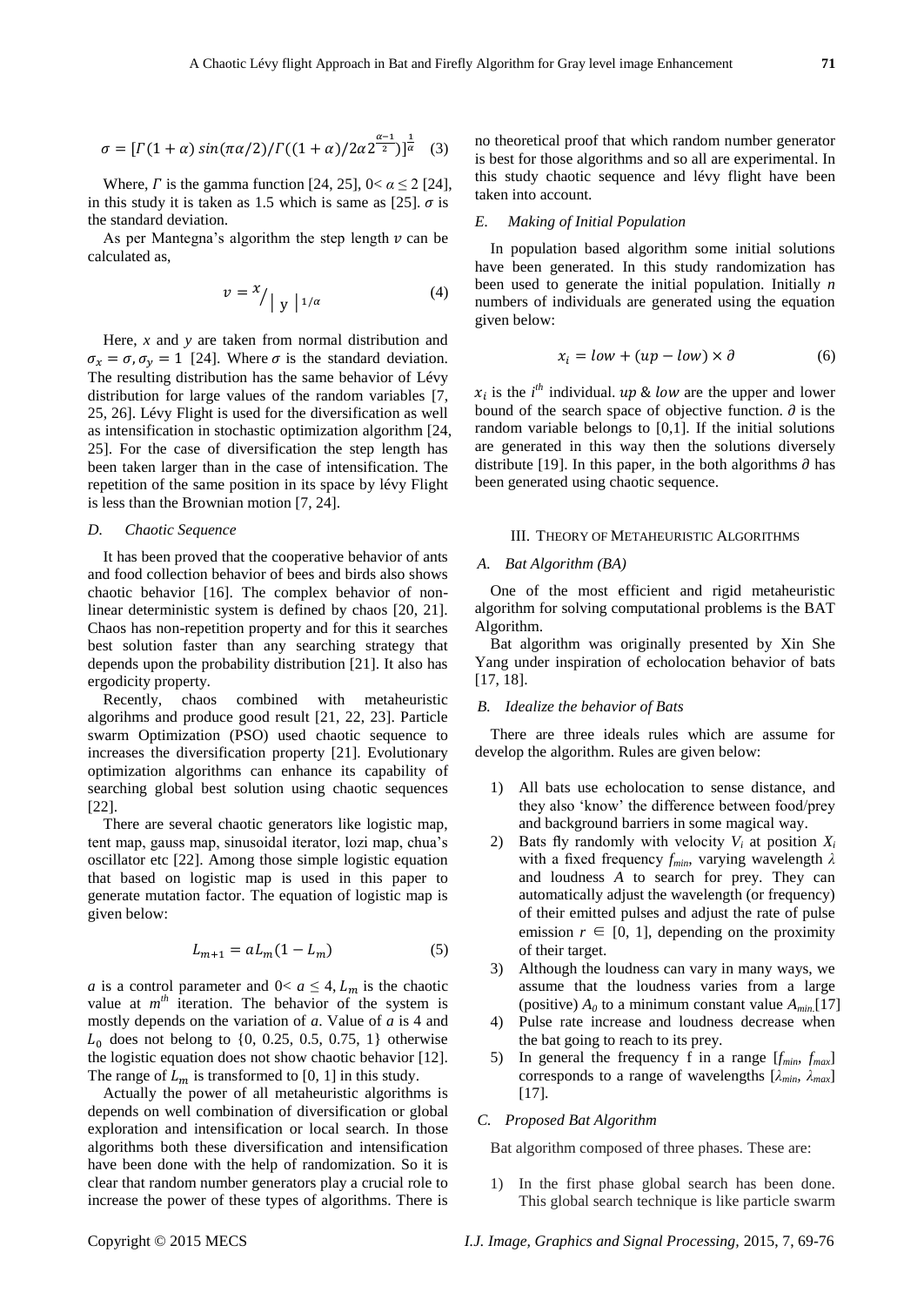$$\sigma = [\Gamma(1+\alpha)\, sin(\pi\alpha/2)/\Gamma((1+\alpha)/2\alpha 2^{\frac{\alpha-1}{2}})]^{\frac{1}{\alpha}} \quad (3)$$

Where, $\Gamma$ is the gamma function [24, 25], $0< \alpha \leq 2$ [24], in this study it is taken as 1.5 which is same as [25]. $\sigma$ is the standard deviation.

As per Mantegna's algorithm the step length $v$ can be calculated as,

$$v = x / |y|^{1/\alpha} \quad (4)$$

Here, $x$ and $y$ are taken from normal distribution and $\sigma_x = \sigma, \sigma_y = 1$ [24]. Where $\sigma$ is the standard deviation. The resulting distribution has the same behavior of Lévy distribution for large values of the random variables [7, 25, 26]. Lévy Flight is used for the diversification as well as intensification in stochastic optimization algorithm [24, 25]. For the case of diversification the step length has been taken larger than in the case of intensification. The repetition of the same position in its space by lévy Flight is less than the Brownian motion [7, 24].

### D. Chaotic Sequence

It has been proved that the cooperative behavior of ants and food collection behavior of bees and birds also shows chaotic behavior [16]. The complex behavior of non-linear deterministic system is defined by chaos [20, 21]. Chaos has non-repetition property and for this it searches best solution faster than any searching strategy that depends upon the probability distribution [21]. It also has ergodicity property.

Recently, chaos combined with metaheuristic algorihms and produce good result [21, 22, 23]. Particle swarm Optimization (PSO) used chaotic sequence to increases the diversification property [21]. Evolutionary optimization algorithms can enhance its capability of searching global best solution using chaotic sequences [22].

There are several chaotic generators like logistic map, tent map, gauss map, sinusoidal iterator, lozi map, chua's oscillator etc [22]. Among those simple logistic equation that based on logistic map is used in this paper to generate mutation factor. The equation of logistic map is given below:

$$L_{m+1} = aL_m(1 - L_m) \quad (5)$$

$a$ is a control parameter and $0< a \leq 4$, $L_m$ is the chaotic value at $m^{th}$ iteration. The behavior of the system is mostly depends on the variation of $a$. Value of $a$ is 4 and $L_0$ does not belong to {0, 0.25, 0.5, 0.75, 1} otherwise the logistic equation does not show chaotic behavior [12]. The range of $L_m$ is transformed to [0, 1] in this study.

Actually the power of all metaheuristic algorithms is depends on well combination of diversification or global exploration and intensification or local search. In those algorithms both these diversification and intensification have been done with the help of randomization. So it is clear that random number generators play a crucial role to increase the power of these types of algorithms. There is no theoretical proof that which random number generator is best for those algorithms and so all are experimental. In this study chaotic sequence and lévy flight have been taken into account.

### E. Making of Initial Population

In population based algorithm some initial solutions have been generated. In this study randomization has been used to generate the initial population. Initially $n$ numbers of individuals are generated using the equation given below:

$$x_i = low + (up - low) \times \partial \quad (6)$$

$x_i$ is the $i^{th}$ individual. $up$ & $low$ are the upper and lower bound of the search space of objective function. $\partial$ is the random variable belongs to [0,1]. If the initial solutions are generated in this way then the solutions diversely distribute [19]. In this paper, in the both algorithms $\partial$ has been generated using chaotic sequence.

## III. Theory of Metaheuristic Algorithms

### A. Bat Algorithm (BA)

One of the most efficient and rigid metaheuristic algorithm for solving computational problems is the BAT Algorithm.

Bat algorithm was originally presented by Xin She Yang under inspiration of echolocation behavior of bats [17, 18].

### B. Idealize the behavior of Bats

There are three ideals rules which are assume for develop the algorithm. Rules are given below:

1) All bats use echolocation to sense distance, and they also 'know' the difference between food/prey and background barriers in some magical way.
2) Bats fly randomly with velocity $V_i$ at position $X_i$ with a fixed frequency $f_{min}$, varying wavelength $\lambda$ and loudness $A$ to search for prey. They can automatically adjust the wavelength (or frequency) of their emitted pulses and adjust the rate of pulse emission $r \in [0, 1]$, depending on the proximity of their target.
3) Although the loudness can vary in many ways, we assume that the loudness varies from a large (positive) $A_0$ to a minimum constant value $A_{min}$[17]
4) Pulse rate increase and loudness decrease when the bat going to reach to its prey.
5) In general the frequency f in a range [$f_{min}$, $f_{max}$] corresponds to a range of wavelengths [$\lambda_{min}$, $\lambda_{max}$] [17].

### C. Proposed Bat Algorithm

Bat algorithm composed of three phases. These are:

1) In the first phase global search has been done. This global search technique is like particle swarm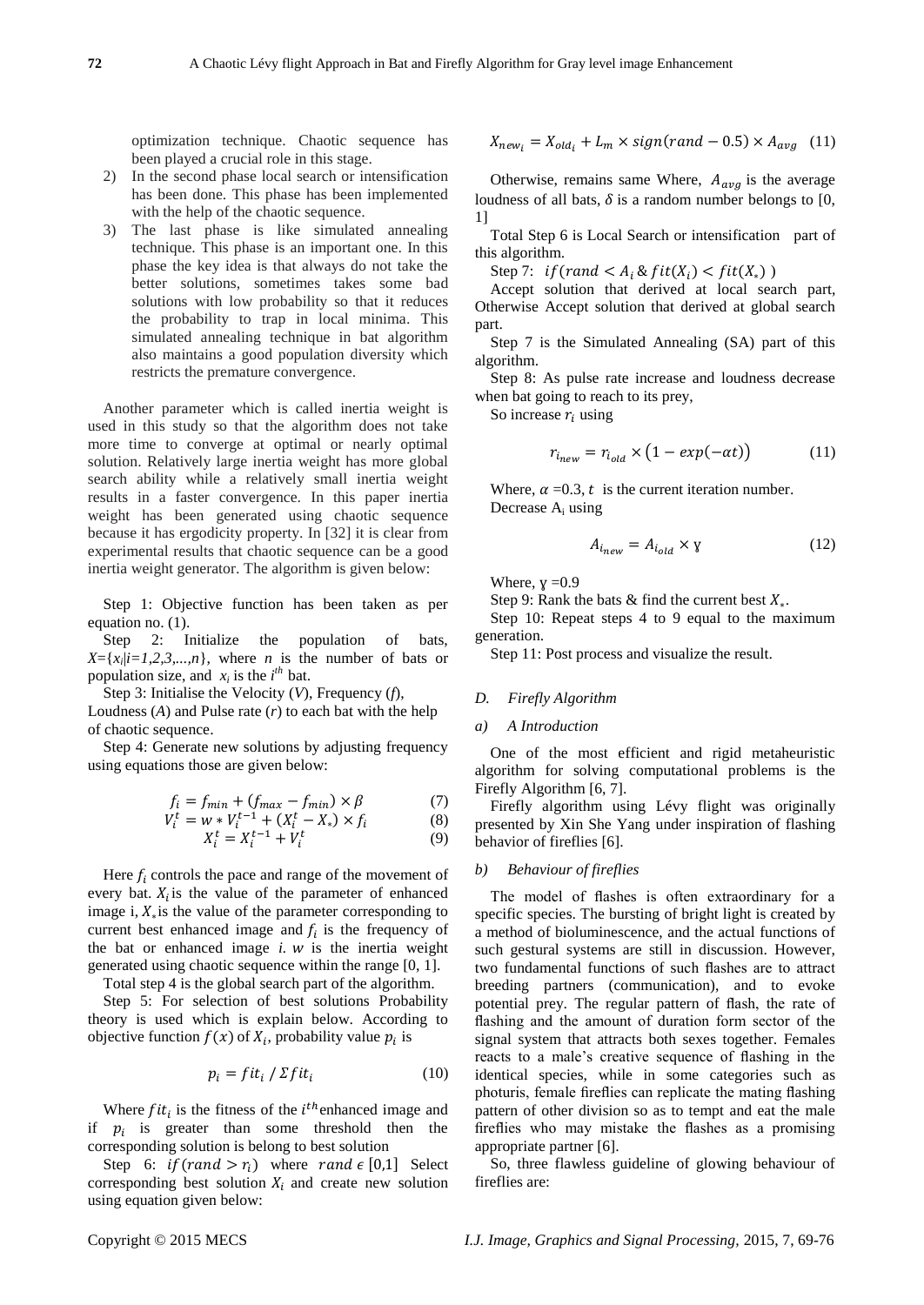optimization technique. Chaotic sequence has been played a crucial role in this stage.

2) In the second phase local search or intensification has been done. This phase has been implemented with the help of the chaotic sequence.
3) The last phase is like simulated annealing technique. This phase is an important one. In this phase the key idea is that always do not take the better solutions, sometimes takes some bad solutions with low probability so that it reduces the probability to trap in local minima. This simulated annealing technique in bat algorithm also maintains a good population diversity which restricts the premature convergence.

Another parameter which is called inertia weight is used in this study so that the algorithm does not take more time to converge at optimal or nearly optimal solution. Relatively large inertia weight has more global search ability while a relatively small inertia weight results in a faster convergence. In this paper inertia weight has been generated using chaotic sequence because it has ergodicity property. In [32] it is clear from experimental results that chaotic sequence can be a good inertia weight generator. The algorithm is given below:

Step 1: Objective function has been taken as per equation no. (1).

Step 2: Initialize the population of bats, $X=\{x_i|i=1,2,3,...,n\}$, where $n$ is the number of bats or population size, and $x_i$ is the $i^{th}$ bat.

Step 3: Initialise the Velocity (*V*), Frequency (*f*), Loudness (*A*) and Pulse rate (*r*) to each bat with the help of chaotic sequence.

Step 4: Generate new solutions by adjusting frequency using equations those are given below:

$$f_i = f_{min} + (f_{max} - f_{min}) \times \beta \tag{7}$$

$$V_i^t = w * V_i^{t-1} + (X_i^t - X_*) \times f_i \tag{8}$$

$$X_i^t = X_i^{t-1} + V_i^t \tag{9}$$

Here $f_i$ controls the pace and range of the movement of every bat. $X_i$ is the value of the parameter of enhanced image i, $X_*$ is the value of the parameter corresponding to current best enhanced image and $f_i$ is the frequency of the bat or enhanced image *i*. $w$ is the inertia weight generated using chaotic sequence within the range [0, 1].

Total step 4 is the global search part of the algorithm.

Step 5: For selection of best solutions Probability theory is used which is explain below. According to objective function $f(x)$ of $X_i$, probability value $p_i$ is

$$p_i = fit_i \,/\, \Sigma fit_i \tag{10}$$

Where $fit_i$ is the fitness of the $i^{th}$ enhanced image and if $p_i$ is greater than some threshold then the corresponding solution is belong to best solution

Step 6: $if\,(rand > r_i)$ where $rand \in [0,1]$ Select corresponding best solution $X_i$ and create new solution using equation given below:

$$X_{new_i} = X_{old_i} + L_m \times sign(rand - 0.5) \times A_{avg} \tag{11}$$

Otherwise, remains same Where, $A_{avg}$ is the average loudness of all bats, $\delta$ is a random number belongs to [0, 1]

Total Step 6 is Local Search or intensification part of this algorithm.

Step 7: $if\,(rand < A_i \,\&\, fit(X_i) < fit(X_*))$

Accept solution that derived at local search part, Otherwise Accept solution that derived at global search part.

Step 7 is the Simulated Annealing (SA) part of this algorithm.

Step 8: As pulse rate increase and loudness decrease when bat going to reach to its prey,

So increase $r_i$ using

$$r_{i_{new}} = r_{i_{old}} \times \left(1 - exp(-\alpha t)\right) \tag{11}$$

Where, $\alpha$ =0.3, $t$ is the current iteration number.

Decrease $A_i$ using

$$A_{i_{new}} = A_{i_{old}} \times \gamma \tag{12}$$

Where, $\gamma$ =0.9

Step 9: Rank the bats & find the current best $X_*$.

Step 10: Repeat steps 4 to 9 equal to the maximum generation.

Step 11: Post process and visualize the result.

### *D. Firefly Algorithm*

#### *a) A Introduction*

One of the most efficient and rigid metaheuristic algorithm for solving computational problems is the Firefly Algorithm [6, 7].

Firefly algorithm using Lévy flight was originally presented by Xin She Yang under inspiration of flashing behavior of fireflies [6].

#### *b) Behaviour of fireflies*

The model of flashes is often extraordinary for a specific species. The bursting of bright light is created by a method of bioluminescence, and the actual functions of such gestural systems are still in discussion. However, two fundamental functions of such flashes are to attract breeding partners (communication), and to evoke potential prey. The regular pattern of flash, the rate of flashing and the amount of duration form sector of the signal system that attracts both sexes together. Females reacts to a male's creative sequence of flashing in the identical species, while in some categories such as photuris, female fireflies can replicate the mating flashing pattern of other division so as to tempt and eat the male fireflies who may mistake the flashes as a promising appropriate partner [6].

So, three flawless guideline of glowing behaviour of fireflies are: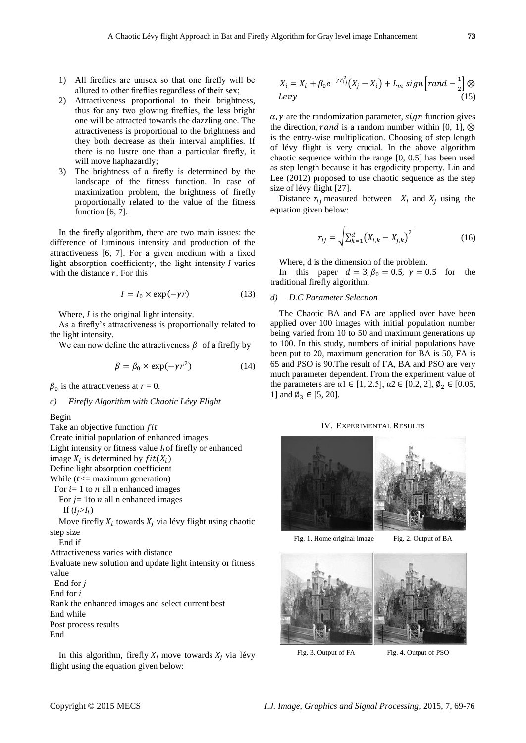1) All fireflies are unisex so that one firefly will be allured to other fireflies regardless of their sex;
2) Attractiveness proportional to their brightness, thus for any two glowing fireflies, the less bright one will be attracted towards the dazzling one. The attractiveness is proportional to the brightness and they both decrease as their interval amplifies. If there is no lustre one than a particular firefly, it will move haphazardly;
3) The brightness of a firefly is determined by the landscape of the fitness function. In case of maximization problem, the brightness of firefly proportionally related to the value of the fitness function [6, 7].

In the firefly algorithm, there are two main issues: the difference of luminous intensity and production of the attractiveness [6, 7]. For a given medium with a fixed light absorption coefficient$\gamma$, the light intensity $I$ varies with the distance $r$. For this

$$I = I_0 \times \exp(-\gamma r) \tag{13}$$

Where, $I$ is the original light intensity.

As a firefly's attractiveness is proportionally related to the light intensity.

We can now define the attractiveness $\beta$ of a firefly by

$$\beta = \beta_0 \times \exp(-\gamma r^2) \tag{14}$$

$\beta_0$ is the attractiveness at $r = 0$.

### c) Firefly Algorithm with Chaotic Lévy Flight

Begin
Take an objective function $fit$
Create initial population of enhanced images
Light intensity or fitness value $I_i$ of firefly or enhanced image $X_i$ is determined by $fit(X_i)$
Define light absorption coefficient
While ($t$ <= maximum generation)
  For $i$= 1 to $n$ all n enhanced images
   For $j$= 1to $n$ all n enhanced images
    If ($I_j$>$I_i$)
   Move firefly $X_i$ towards $X_j$ via lévy flight using chaotic step size
    End if
Attractiveness varies with distance
Evaluate new solution and update light intensity or fitness value
  End for $j$
End for $i$
Rank the enhanced images and select current best
End while
Post process results
End

In this algorithm, firefly $X_i$ move towards $X_j$ via lévy flight using the equation given below:

$$X_i = X_i + \beta_0 e^{-\gamma r_{ij}^2}(X_j - X_i) + L_m \, sign\left[rand - \frac{1}{2}\right] \otimes Levy \tag{15}$$

$\alpha, \gamma$ are the randomization parameter, $sign$ function gives the direction, $rand$ is a random number within [0, 1], $\otimes$ is the entry-wise multiplication. Choosing of step length of lévy flight is very crucial. In the above algorithm chaotic sequence within the range [0, 0.5] has been used as step length because it has ergodicity property. Lin and Lee (2012) proposed to use chaotic sequence as the step size of lévy flight [27].

Distance $r_{ij}$ measured between $X_i$ and $X_j$ using the equation given below:

$$r_{ij} = \sqrt{\sum_{k=1}^{d}\left(X_{i,k} - X_{j,k}\right)^2} \tag{16}$$

Where, d is the dimension of the problem.

In this paper $d = 3, \beta_0 = 0.5, \gamma = 0.5$ for the traditional firefly algorithm.

### d) D.C Parameter Selection

The Chaotic BA and FA are applied over have been applied over 100 images with initial population number being varied from 10 to 50 and maximum generations up to 100. In this study, numbers of initial populations have been put to 20, maximum generation for BA is 50, FA is 65 and PSO is 90.The result of FA, BA and PSO are very much parameter dependent. From the experiment value of the parameters are $\alpha1 \in [1, 2.5]$, $\alpha2 \in [0.2, 2]$, $\emptyset_2 \in [0.05, 1]$ and $\emptyset_3 \in [5, 20]$.

## IV. Experimental Results

Fig. 1. Home original image

Fig. 2. Output of BA

Fig. 3. Output of FA

Fig. 4. Output of PSO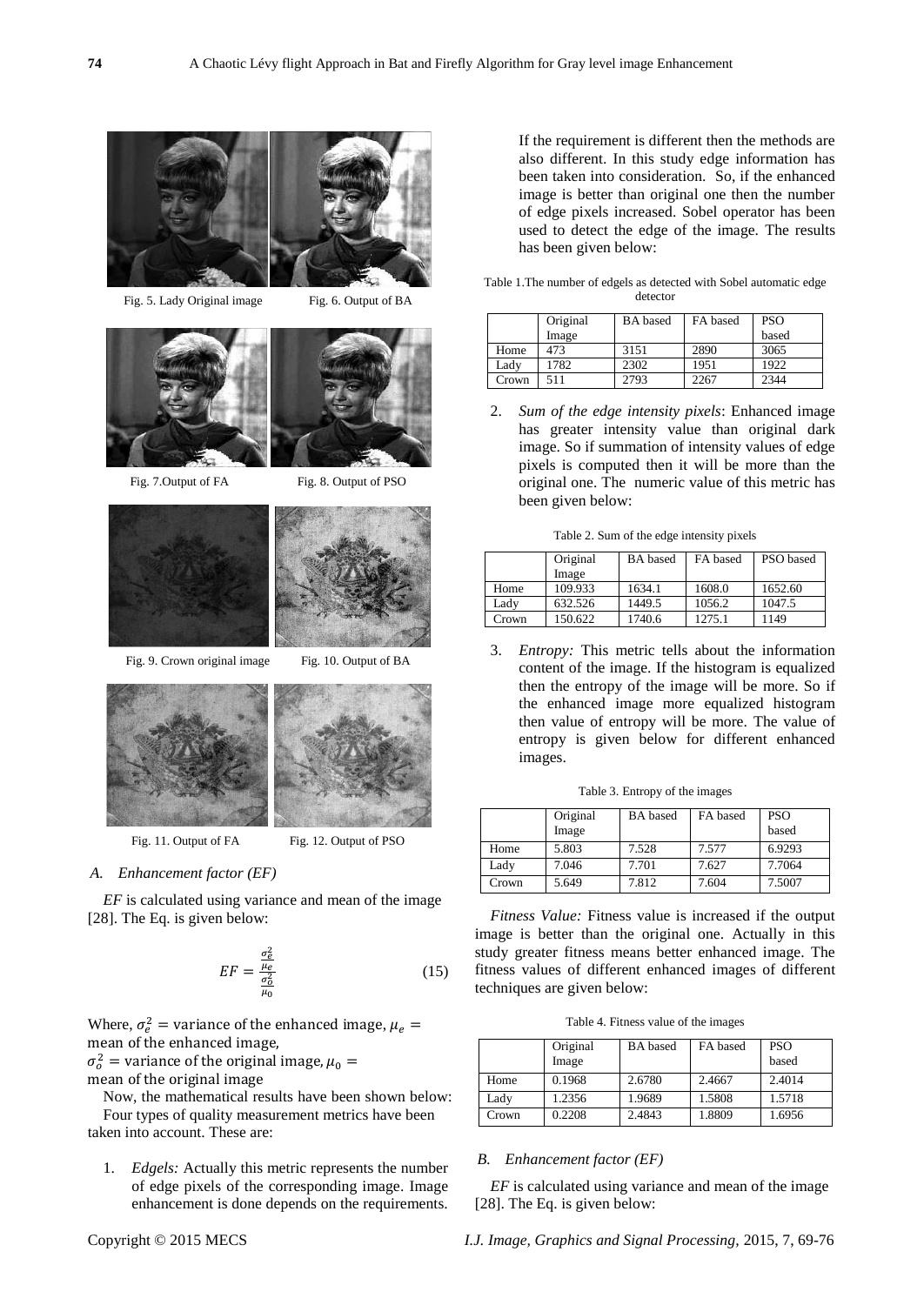Fig. 5. Lady Original image

Fig. 6. Output of BA

Fig. 7.Output of FA

Fig. 8. Output of PSO

Fig. 9. Crown original image

Fig. 10. Output of BA

Fig. 11. Output of FA

Fig. 12. Output of PSO

### A. Enhancement factor (EF)

*EF* is calculated using variance and mean of the image [28]. The Eq. is given below:

$$EF = \frac{\frac{\sigma_e^2}{\mu_e}}{\frac{\sigma_o^2}{\mu_0}} \tag{15}$$

Where, $\sigma_e^2$ = variance of the enhanced image, $\mu_e$ = mean of the enhanced image,
$\sigma_o^2$ = variance of the original image, $\mu_0$ = mean of the original image

Now, the mathematical results have been shown below:
Four types of quality measurement metrics have been taken into account. These are:

1. *Edgels:* Actually this metric represents the number of edge pixels of the corresponding image. Image enhancement is done depends on the requirements. If the requirement is different then the methods are also different. In this study edge information has been taken into consideration. So, if the enhanced image is better than original one then the number of edge pixels increased. Sobel operator has been used to detect the edge of the image. The results has been given below:

Table 1.The number of edgels as detected with Sobel automatic edge detector

| | Original Image | BA based | FA based | PSO based |
|---|---|---|---|---|
| Home | 473 | 3151 | 2890 | 3065 |
| Lady | 1782 | 2302 | 1951 | 1922 |
| Crown | 511 | 2793 | 2267 | 2344 |

2. *Sum of the edge intensity pixels*: Enhanced image has greater intensity value than original dark image. So if summation of intensity values of edge pixels is computed then it will be more than the original one. The numeric value of this metric has been given below:

Table 2. Sum of the edge intensity pixels

| | Original Image | BA based | FA based | PSO based |
|---|---|---|---|---|
| Home | 109.933 | 1634.1 | 1608.0 | 1652.60 |
| Lady | 632.526 | 1449.5 | 1056.2 | 1047.5 |
| Crown | 150.622 | 1740.6 | 1275.1 | 1149 |

3. *Entropy:* This metric tells about the information content of the image. If the histogram is equalized then the entropy of the image will be more. So if the enhanced image more equalized histogram then value of entropy will be more. The value of entropy is given below for different enhanced images.

Table 3. Entropy of the images

| | Original Image | BA based | FA based | PSO based |
|---|---|---|---|---|
| Home | 5.803 | 7.528 | 7.577 | 6.9293 |
| Lady | 7.046 | 7.701 | 7.627 | 7.7064 |
| Crown | 5.649 | 7.812 | 7.604 | 7.5007 |

*Fitness Value:* Fitness value is increased if the output image is better than the original one. Actually in this study greater fitness means better enhanced image. The fitness values of different enhanced images of different techniques are given below:

Table 4. Fitness value of the images

| | Original Image | BA based | FA based | PSO based |
|---|---|---|---|---|
| Home | 0.1968 | 2.6780 | 2.4667 | 2.4014 |
| Lady | 1.2356 | 1.9689 | 1.5808 | 1.5718 |
| Crown | 0.2208 | 2.4843 | 1.8809 | 1.6956 |

### B. Enhancement factor (EF)

*EF* is calculated using variance and mean of the image [28]. The Eq. is given below: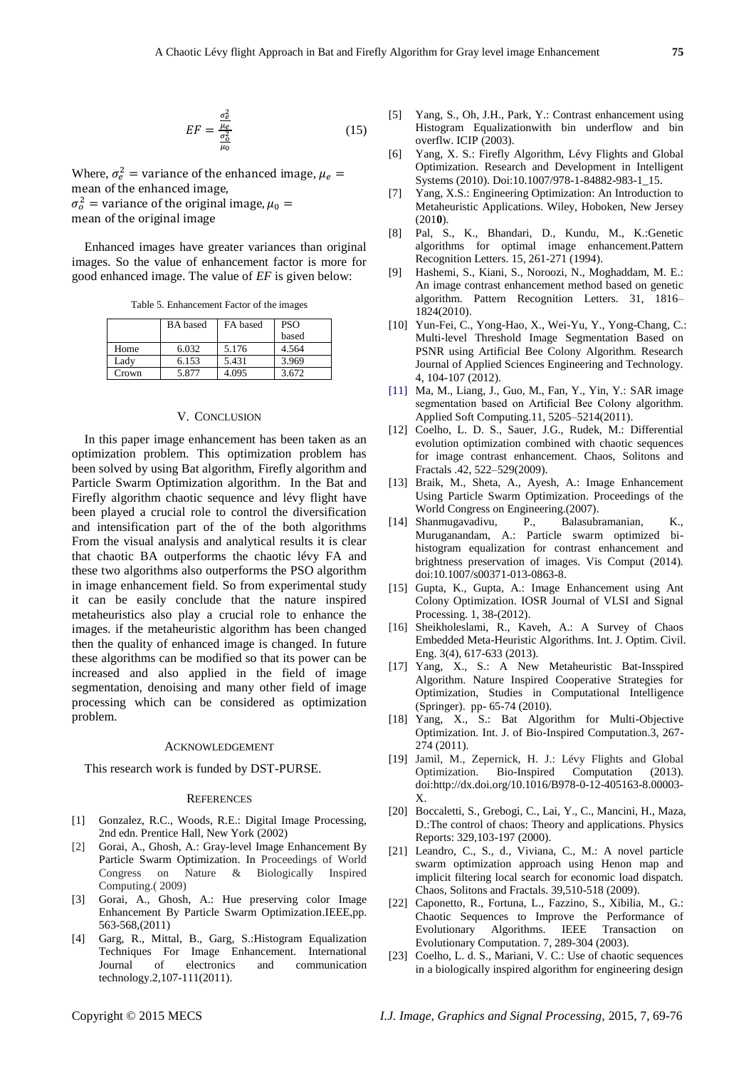$$EF = \frac{\frac{\sigma_e^2}{\mu_e}}{\frac{\sigma_o^2}{\mu_0}} \tag{15}$$

Where, $\sigma_e^2 =$ variance of the enhanced image, $\mu_e =$ mean of the enhanced image,
$\sigma_o^2 =$ variance of the original image, $\mu_0 =$ mean of the original image

Enhanced images have greater variances than original images. So the value of enhancement factor is more for good enhanced image. The value of *EF* is given below:

Table 5. Enhancement Factor of the images

| | BA based | FA based | PSO based |
|---|---|---|---|
| Home | 6.032 | 5.176 | 4.564 |
| Lady | 6.153 | 5.431 | 3.969 |
| Crown | 5.877 | 4.095 | 3.672 |

## V. Conclusion

In this paper image enhancement has been taken as an optimization problem. This optimization problem has been solved by using Bat algorithm, Firefly algorithm and Particle Swarm Optimization algorithm. In the Bat and Firefly algorithm chaotic sequence and lévy flight have been played a crucial role to control the diversification and intensification part of the of the both algorithms From the visual analysis and analytical results it is clear that chaotic BA outperforms the chaotic lévy FA and these two algorithms also outperforms the PSO algorithm in image enhancement field. So from experimental study it can be easily conclude that the nature inspired metaheuristics also play a crucial role to enhance the images. if the metaheuristic algorithm has been changed then the quality of enhanced image is changed. In future these algorithms can be modified so that its power can be increased and also applied in the field of image segmentation, denoising and many other field of image processing which can be considered as optimization problem.

## Acknowledgement

This research work is funded by DST-PURSE.

## References

[1] Gonzalez, R.C., Woods, R.E.: Digital Image Processing, 2nd edn. Prentice Hall, New York (2002)

[2] Gorai, A., Ghosh, A.: Gray-level Image Enhancement By Particle Swarm Optimization. In Proceedings of World Congress on Nature & Biologically Inspired Computing.( 2009)

[3] Gorai, A., Ghosh, A.: Hue preserving color Image Enhancement By Particle Swarm Optimization.IEEE,pp. 563-568,(2011)

[4] Garg, R., Mittal, B., Garg, S.:Histogram Equalization Techniques For Image Enhancement. International Journal of electronics and communication technology.2,107-111(2011).

[5] Yang, S., Oh, J.H., Park, Y.: Contrast enhancement using Histogram Equalizationwith bin underflow and bin overflw. ICIP (2003).

[6] Yang, X. S.: Firefly Algorithm, Lévy Flights and Global Optimization. Research and Development in Intelligent Systems (2010). Doi:10.1007/978-1-84882-983-1_15.

[7] Yang, X.S.: Engineering Optimization: An Introduction to Metaheuristic Applications. Wiley, Hoboken, New Jersey (2010).

[8] Pal, S., K., Bhandari, D., Kundu, M., K.:Genetic algorithms for optimal image enhancement.Pattern Recognition Letters. 15, 261-271 (1994).

[9] Hashemi, S., Kiani, S., Noroozi, N., Moghaddam, M. E.: An image contrast enhancement method based on genetic algorithm. Pattern Recognition Letters. 31, 1816–1824(2010).

[10] Yun-Fei, C., Yong-Hao, X., Wei-Yu, Y., Yong-Chang, C.: Multi-level Threshold Image Segmentation Based on PSNR using Artificial Bee Colony Algorithm. Research Journal of Applied Sciences Engineering and Technology. 4, 104-107 (2012).

[11] Ma, M., Liang, J., Guo, M., Fan, Y., Yin, Y.: SAR image segmentation based on Artificial Bee Colony algorithm. Applied Soft Computing.11, 5205–5214(2011).

[12] Coelho, L. D. S., Sauer, J.G., Rudek, M.: Differential evolution optimization combined with chaotic sequences for image contrast enhancement. Chaos, Solitons and Fractals .42, 522–529(2009).

[13] Braik, M., Sheta, A., Ayesh, A.: Image Enhancement Using Particle Swarm Optimization. Proceedings of the World Congress on Engineering.(2007).

[14] Shanmugavadivu, P., Balasubramanian, K., Muruganandam, A.: Particle swarm optimized bi-histogram equalization for contrast enhancement and brightness preservation of images. Vis Comput (2014). doi:10.1007/s00371-013-0863-8.

[15] Gupta, K., Gupta, A.: Image Enhancement using Ant Colony Optimization. IOSR Journal of VLSI and Signal Processing. 1, 38-(2012).

[16] Sheikholeslami, R., Kaveh, A.: A Survey of Chaos Embedded Meta-Heuristic Algorithms. Int. J. Optim. Civil. Eng. 3(4), 617-633 (2013).

[17] Yang, X., S.: A New Metaheuristic Bat-Insspired Algorithm. Nature Inspired Cooperative Strategies for Optimization, Studies in Computational Intelligence (Springer). pp- 65-74 (2010).

[18] Yang, X., S.: Bat Algorithm for Multi-Objective Optimization. Int. J. of Bio-Inspired Computation.3, 267-274 (2011).

[19] Jamil, M., Zepernick, H. J.: Lévy Flights and Global Optimization. Bio-Inspired Computation (2013). doi:http://dx.doi.org/10.1016/B978-0-12-405163-8.00003-X.

[20] Boccaletti, S., Grebogi, C., Lai, Y., C., Mancini, H., Maza, D.:The control of chaos: Theory and applications. Physics Reports: 329,103-197 (2000).

[21] Leandro, C., S., d., Viviana, C., M.: A novel particle swarm optimization approach using Henon map and implicit filtering local search for economic load dispatch. Chaos, Solitons and Fractals. 39,510-518 (2009).

[22] Caponetto, R., Fortuna, L., Fazzino, S., Xibilia, M., G.: Chaotic Sequences to Improve the Performance of Evolutionary Algorithms. IEEE Transaction on Evolutionary Computation. 7, 289-304 (2003).

[23] Coelho, L. d. S., Mariani, V. C.: Use of chaotic sequences in a biologically inspired algorithm for engineering design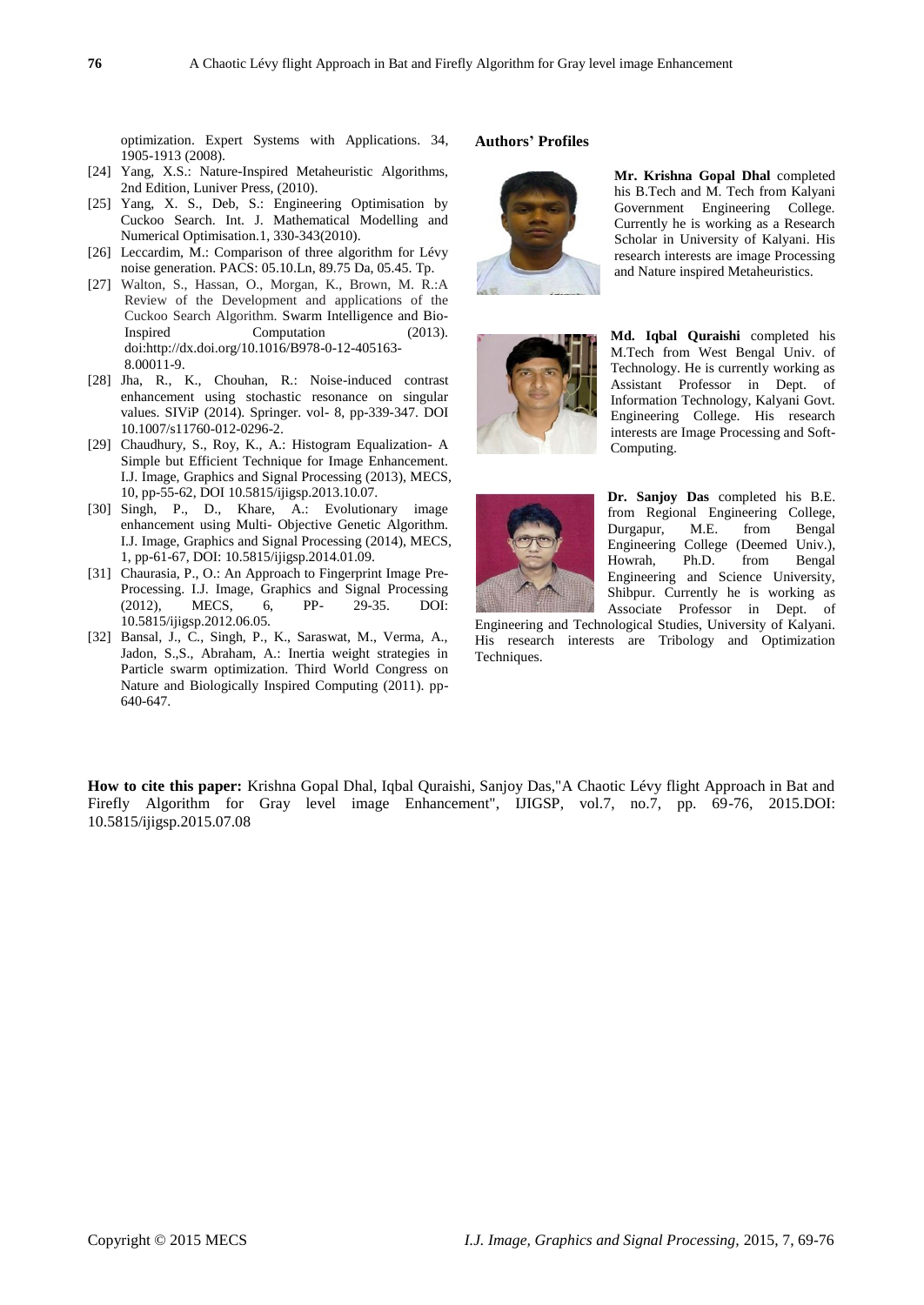optimization. Expert Systems with Applications. 34, 1905-1913 (2008).

[24] Yang, X.S.: Nature-Inspired Metaheuristic Algorithms, 2nd Edition, Luniver Press, (2010).

[25] Yang, X. S., Deb, S.: Engineering Optimisation by Cuckoo Search. Int. J. Mathematical Modelling and Numerical Optimisation.1, 330-343(2010).

[26] Leccardim, M.: Comparison of three algorithm for Lévy noise generation. PACS: 05.10.Ln, 89.75 Da, 05.45. Tp.

[27] Walton, S., Hassan, O., Morgan, K., Brown, M. R.:A Review of the Development and applications of the Cuckoo Search Algorithm. Swarm Intelligence and Bio-Inspired Computation (2013). doi:http://dx.doi.org/10.1016/B978-0-12-405163-8.00011-9.

[28] Jha, R., K., Chouhan, R.: Noise-induced contrast enhancement using stochastic resonance on singular values. SIViP (2014). Springer. vol- 8, pp-339-347. DOI 10.1007/s11760-012-0296-2.

[29] Chaudhury, S., Roy, K., A.: Histogram Equalization- A Simple but Efficient Technique for Image Enhancement. I.J. Image, Graphics and Signal Processing (2013), MECS, 10, pp-55-62, DOI 10.5815/ijigsp.2013.10.07.

[30] Singh, P., D., Khare, A.: Evolutionary image enhancement using Multi- Objective Genetic Algorithm. I.J. Image, Graphics and Signal Processing (2014), MECS, 1, pp-61-67, DOI: 10.5815/ijigsp.2014.01.09.

[31] Chaurasia, P., O.: An Approach to Fingerprint Image Pre-Processing. I.J. Image, Graphics and Signal Processing (2012), MECS, 6, PP- 29-35. DOI: 10.5815/ijigsp.2012.06.05.

[32] Bansal, J., C., Singh, P., K., Saraswat, M., Verma, A., Jadon, S.,S., Abraham, A.: Inertia weight strategies in Particle swarm optimization. Third World Congress on Nature and Biologically Inspired Computing (2011). pp-640-647.

**Authors' Profiles**

**Mr. Krishna Gopal Dhal** completed his B.Tech and M. Tech from Kalyani Government Engineering College. Currently he is working as a Research Scholar in University of Kalyani. His research interests are image Processing and Nature inspired Metaheuristics.

**Md. Iqbal Quraishi** completed his M.Tech from West Bengal Univ. of Technology. He is currently working as Assistant Professor in Dept. of Information Technology, Kalyani Govt. Engineering College. His research interests are Image Processing and Soft-Computing.

**Dr. Sanjoy Das** completed his B.E. from Regional Engineering College, Durgapur, M.E. from Bengal Engineering College (Deemed Univ.), Howrah, Ph.D. from Bengal Engineering and Science University, Shibpur. Currently he is working as Associate Professor in Dept. of Engineering and Technological Studies, University of Kalyani. His research interests are Tribology and Optimization Techniques.

**How to cite this paper:** Krishna Gopal Dhal, Iqbal Quraishi, Sanjoy Das,"A Chaotic Lévy flight Approach in Bat and Firefly Algorithm for Gray level image Enhancement", IJIGSP, vol.7, no.7, pp. 69-76, 2015.DOI: 10.5815/ijigsp.2015.07.08